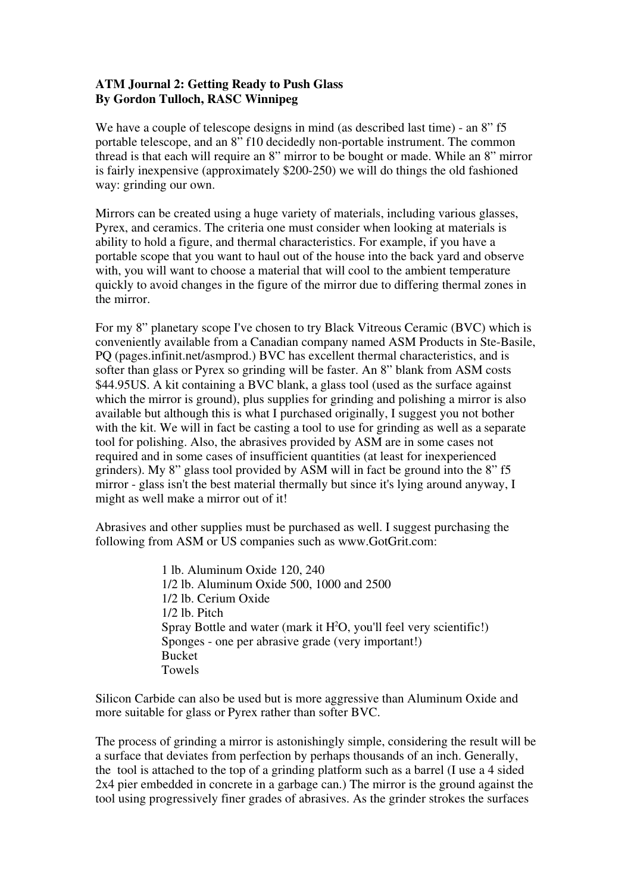**ATM Journal 2: Getting Ready to Push Glass**
**By Gordon Tulloch, RASC Winnipeg**

We have a couple of telescope designs in mind (as described last time) - an 8" f5 portable telescope, and an 8" f10 decidedly non-portable instrument. The common thread is that each will require an 8" mirror to be bought or made. While an 8" mirror is fairly inexpensive (approximately $200-250) we will do things the old fashioned way: grinding our own.

Mirrors can be created using a huge variety of materials, including various glasses, Pyrex, and ceramics. The criteria one must consider when looking at materials is ability to hold a figure, and thermal characteristics. For example, if you have a portable scope that you want to haul out of the house into the back yard and observe with, you will want to choose a material that will cool to the ambient temperature quickly to avoid changes in the figure of the mirror due to differing thermal zones in the mirror.

For my 8" planetary scope I've chosen to try Black Vitreous Ceramic (BVC) which is conveniently available from a Canadian company named ASM Products in Ste-Basile, PQ (pages.infinit.net/asmprod.) BVC has excellent thermal characteristics, and is softer than glass or Pyrex so grinding will be faster. An 8" blank from ASM costs $44.95US. A kit containing a BVC blank, a glass tool (used as the surface against which the mirror is ground), plus supplies for grinding and polishing a mirror is also available but although this is what I purchased originally, I suggest you not bother with the kit. We will in fact be casting a tool to use for grinding as well as a separate tool for polishing. Also, the abrasives provided by ASM are in some cases not required and in some cases of insufficient quantities (at least for inexperienced grinders). My 8" glass tool provided by ASM will in fact be ground into the 8" f5 mirror - glass isn't the best material thermally but since it's lying around anyway, I might as well make a mirror out of it!

Abrasives and other supplies must be purchased as well. I suggest purchasing the following from ASM or US companies such as www.GotGrit.com:

- 1 lb. Aluminum Oxide 120, 240
- 1/2 lb. Aluminum Oxide 500, 1000 and 2500
- 1/2 lb. Cerium Oxide
- 1/2 lb. Pitch
- Spray Bottle and water (mark it $H^2O$, you'll feel very scientific!)
- Sponges - one per abrasive grade (very important!)
- Bucket
- Towels

Silicon Carbide can also be used but is more aggressive than Aluminum Oxide and more suitable for glass or Pyrex rather than softer BVC.

The process of grinding a mirror is astonishingly simple, considering the result will be a surface that deviates from perfection by perhaps thousands of an inch. Generally, the tool is attached to the top of a grinding platform such as a barrel (I use a 4 sided 2x4 pier embedded in concrete in a garbage can.) The mirror is the ground against the tool using progressively finer grades of abrasives. As the grinder strokes the surfaces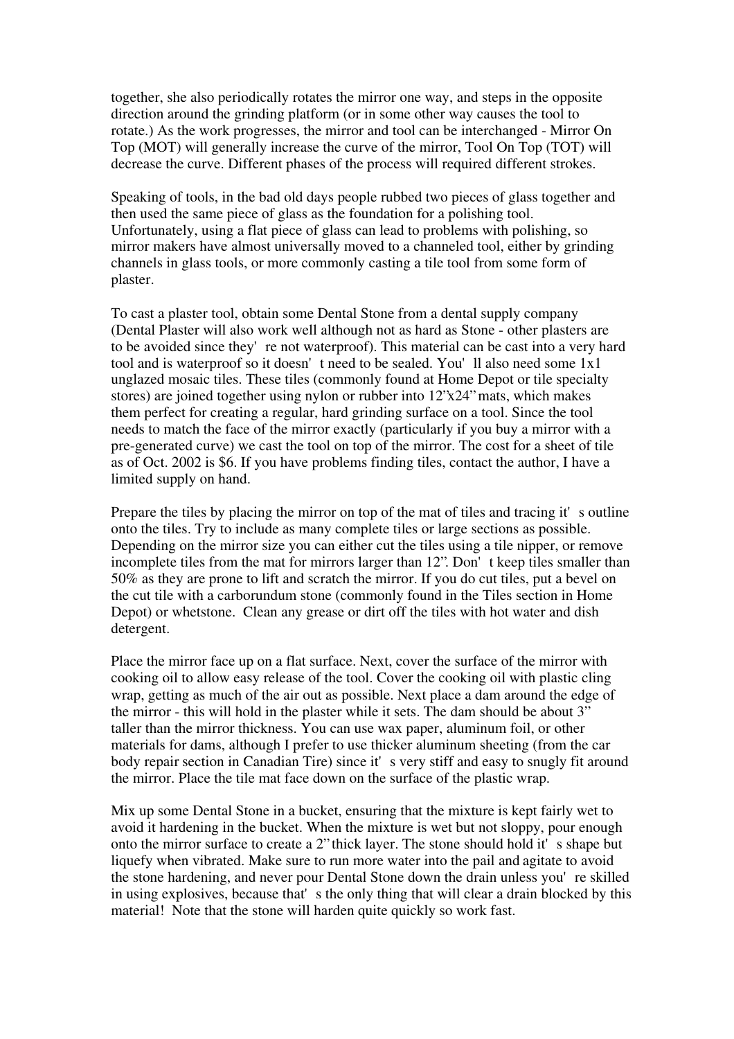together, she also periodically rotates the mirror one way, and steps in the opposite direction around the grinding platform (or in some other way causes the tool to rotate.) As the work progresses, the mirror and tool can be interchanged - Mirror On Top (MOT) will generally increase the curve of the mirror, Tool On Top (TOT) will decrease the curve. Different phases of the process will required different strokes.

Speaking of tools, in the bad old days people rubbed two pieces of glass together and then used the same piece of glass as the foundation for a polishing tool. Unfortunately, using a flat piece of glass can lead to problems with polishing, so mirror makers have almost universally moved to a channeled tool, either by grinding channels in glass tools, or more commonly casting a tile tool from some form of plaster.

To cast a plaster tool, obtain some Dental Stone from a dental supply company (Dental Plaster will also work well although not as hard as Stone - other plasters are to be avoided since they're not waterproof). This material can be cast into a very hard tool and is waterproof so it doesn't need to be sealed. You'll also need some 1x1 unglazed mosaic tiles. These tiles (commonly found at Home Depot or tile specialty stores) are joined together using nylon or rubber into 12"x24" mats, which makes them perfect for creating a regular, hard grinding surface on a tool. Since the tool needs to match the face of the mirror exactly (particularly if you buy a mirror with a pre-generated curve) we cast the tool on top of the mirror. The cost for a sheet of tile as of Oct. 2002 is $6. If you have problems finding tiles, contact the author, I have a limited supply on hand.

Prepare the tiles by placing the mirror on top of the mat of tiles and tracing it's outline onto the tiles. Try to include as many complete tiles or large sections as possible. Depending on the mirror size you can either cut the tiles using a tile nipper, or remove incomplete tiles from the mat for mirrors larger than 12". Don't keep tiles smaller than 50% as they are prone to lift and scratch the mirror. If you do cut tiles, put a bevel on the cut tile with a carborundum stone (commonly found in the Tiles section in Home Depot) or whetstone. Clean any grease or dirt off the tiles with hot water and dish detergent.

Place the mirror face up on a flat surface. Next, cover the surface of the mirror with cooking oil to allow easy release of the tool. Cover the cooking oil with plastic cling wrap, getting as much of the air out as possible. Next place a dam around the edge of the mirror - this will hold in the plaster while it sets. The dam should be about 3" taller than the mirror thickness. You can use wax paper, aluminum foil, or other materials for dams, although I prefer to use thicker aluminum sheeting (from the car body repair section in Canadian Tire) since it's very stiff and easy to snugly fit around the mirror. Place the tile mat face down on the surface of the plastic wrap.

Mix up some Dental Stone in a bucket, ensuring that the mixture is kept fairly wet to avoid it hardening in the bucket. When the mixture is wet but not sloppy, pour enough onto the mirror surface to create a 2" thick layer. The stone should hold it's shape but liquefy when vibrated. Make sure to run more water into the pail and agitate to avoid the stone hardening, and never pour Dental Stone down the drain unless you're skilled in using explosives, because that's the only thing that will clear a drain blocked by this material! Note that the stone will harden quite quickly so work fast.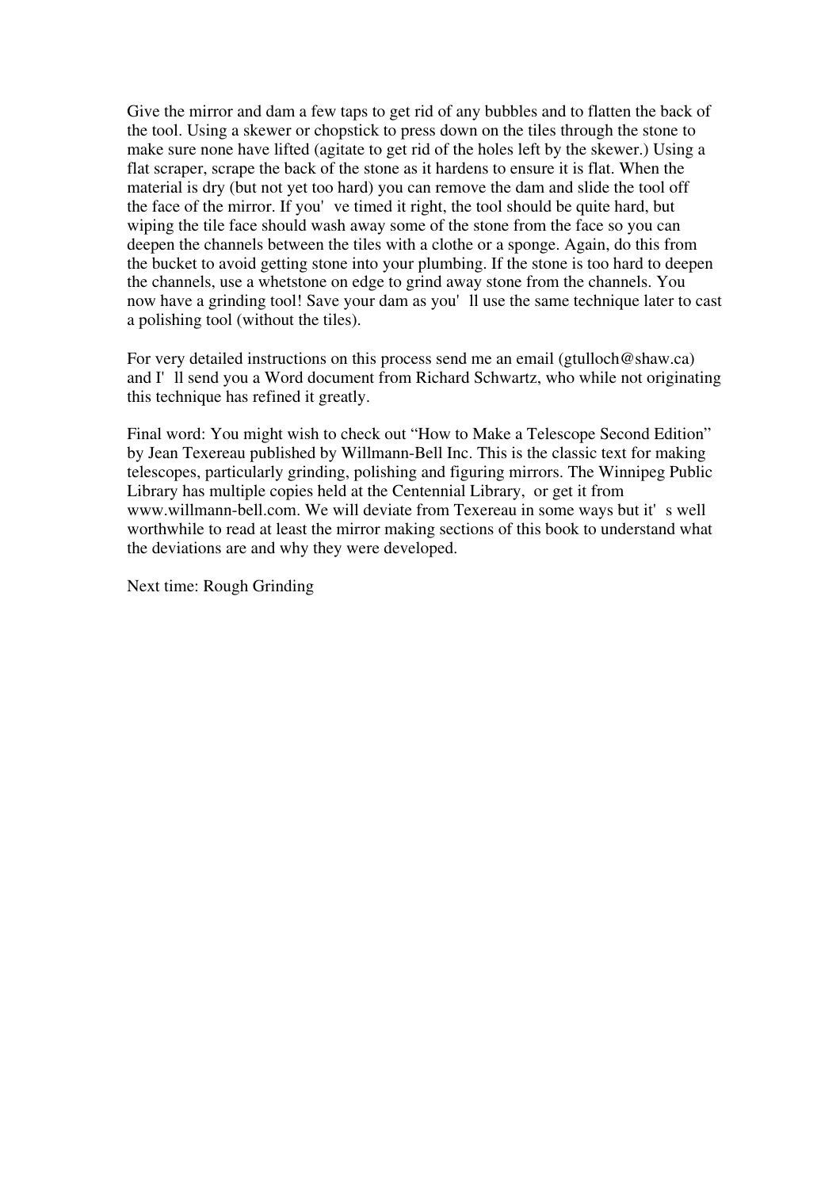Give the mirror and dam a few taps to get rid of any bubbles and to flatten the back of the tool. Using a skewer or chopstick to press down on the tiles through the stone to make sure none have lifted (agitate to get rid of the holes left by the skewer.) Using a flat scraper, scrape the back of the stone as it hardens to ensure it is flat. When the material is dry (but not yet too hard) you can remove the dam and slide the tool off the face of the mirror. If you've timed it right, the tool should be quite hard, but wiping the tile face should wash away some of the stone from the face so you can deepen the channels between the tiles with a clothe or a sponge. Again, do this from the bucket to avoid getting stone into your plumbing. If the stone is too hard to deepen the channels, use a whetstone on edge to grind away stone from the channels. You now have a grinding tool! Save your dam as you'll use the same technique later to cast a polishing tool (without the tiles).

For very detailed instructions on this process send me an email (gtulloch@shaw.ca) and I'll send you a Word document from Richard Schwartz, who while not originating this technique has refined it greatly.

Final word: You might wish to check out "How to Make a Telescope Second Edition" by Jean Texereau published by Willmann-Bell Inc. This is the classic text for making telescopes, particularly grinding, polishing and figuring mirrors. The Winnipeg Public Library has multiple copies held at the Centennial Library, or get it from www.willmann-bell.com. We will deviate from Texereau in some ways but it's well worthwhile to read at least the mirror making sections of this book to understand what the deviations are and why they were developed.

Next time: Rough Grinding